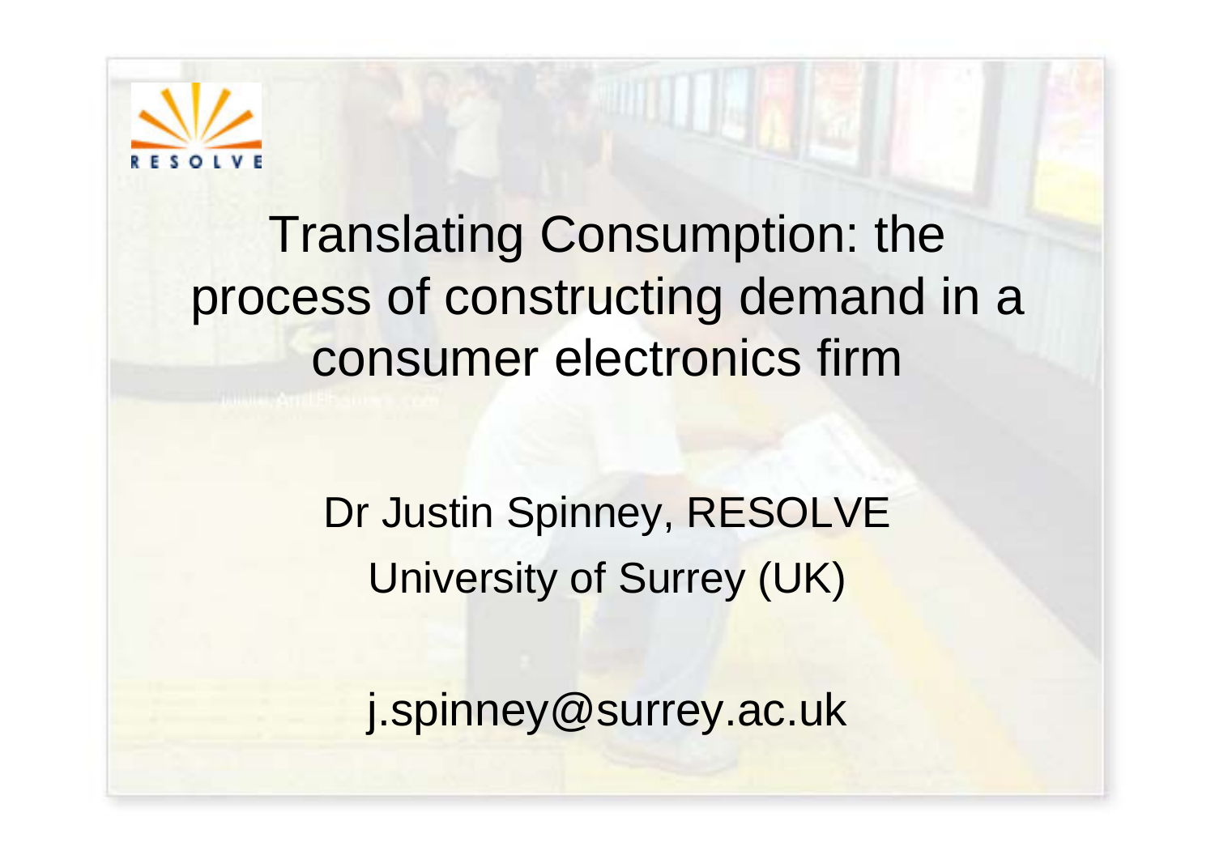RESOLVE

# Translating Consumption: the process of constructing demand in a consumer electronics firm

Dr Justin Spinney, RESOLVE
University of Surrey (UK)

j.spinney@surrey.ac.uk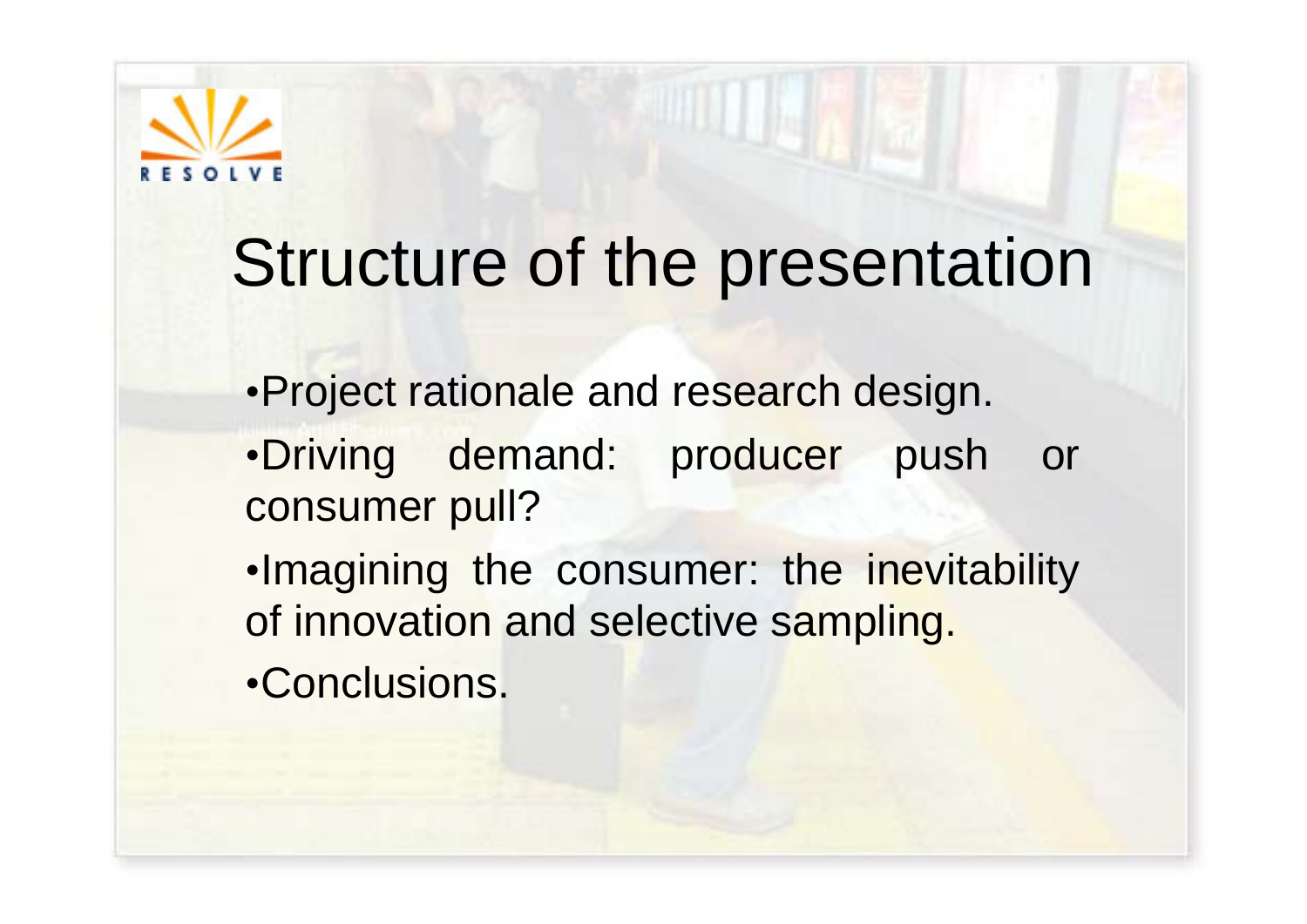# Structure of the presentation

- Project rationale and research design.
- Driving demand: producer push or consumer pull?
- Imagining the consumer: the inevitability of innovation and selective sampling.
- Conclusions.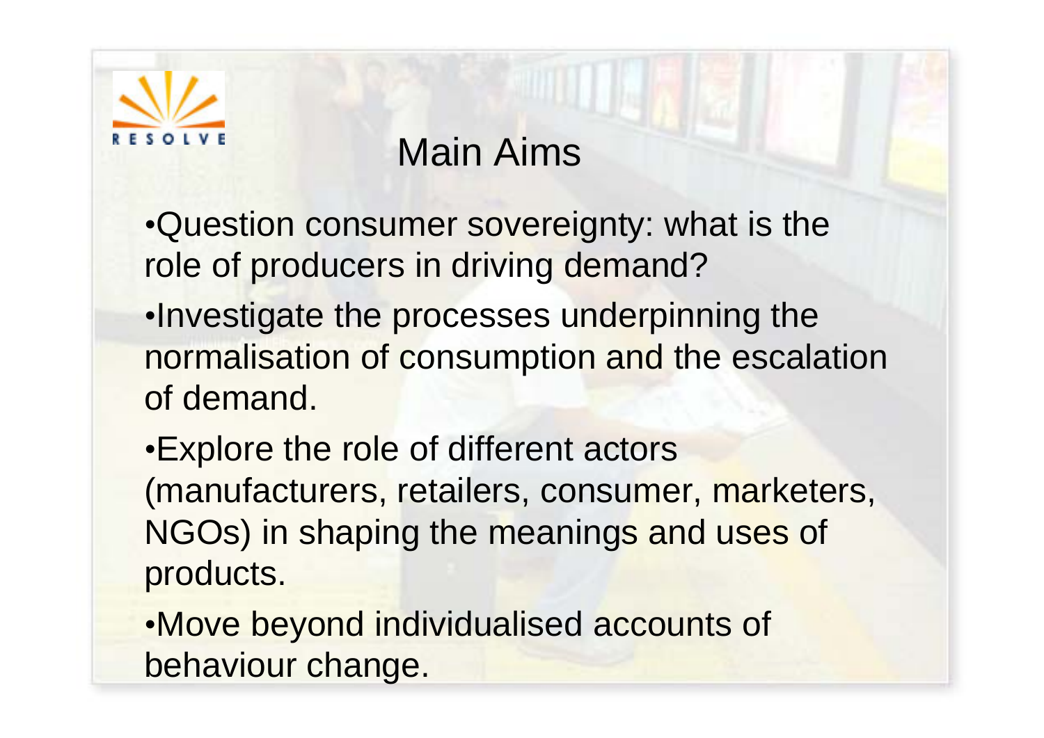RESOLVE

# Main Aims

- Question consumer sovereignty: what is the role of producers in driving demand?
- Investigate the processes underpinning the normalisation of consumption and the escalation of demand.
- Explore the role of different actors (manufacturers, retailers, consumer, marketers, NGOs) in shaping the meanings and uses of products.
- Move beyond individualised accounts of behaviour change.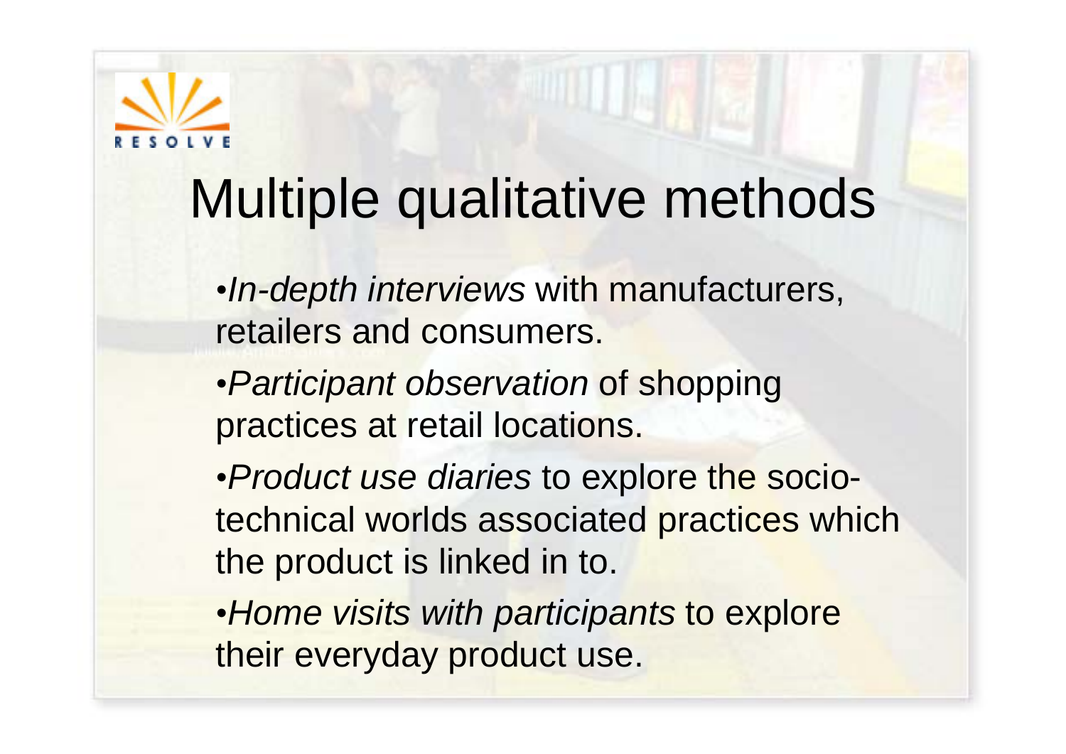RESOLVE

# Multiple qualitative methods

- *In-depth interviews* with manufacturers, retailers and consumers.
- *Participant observation* of shopping practices at retail locations.
- *Product use diaries* to explore the socio-technical worlds associated practices which the product is linked in to.
- *Home visits with participants* to explore their everyday product use.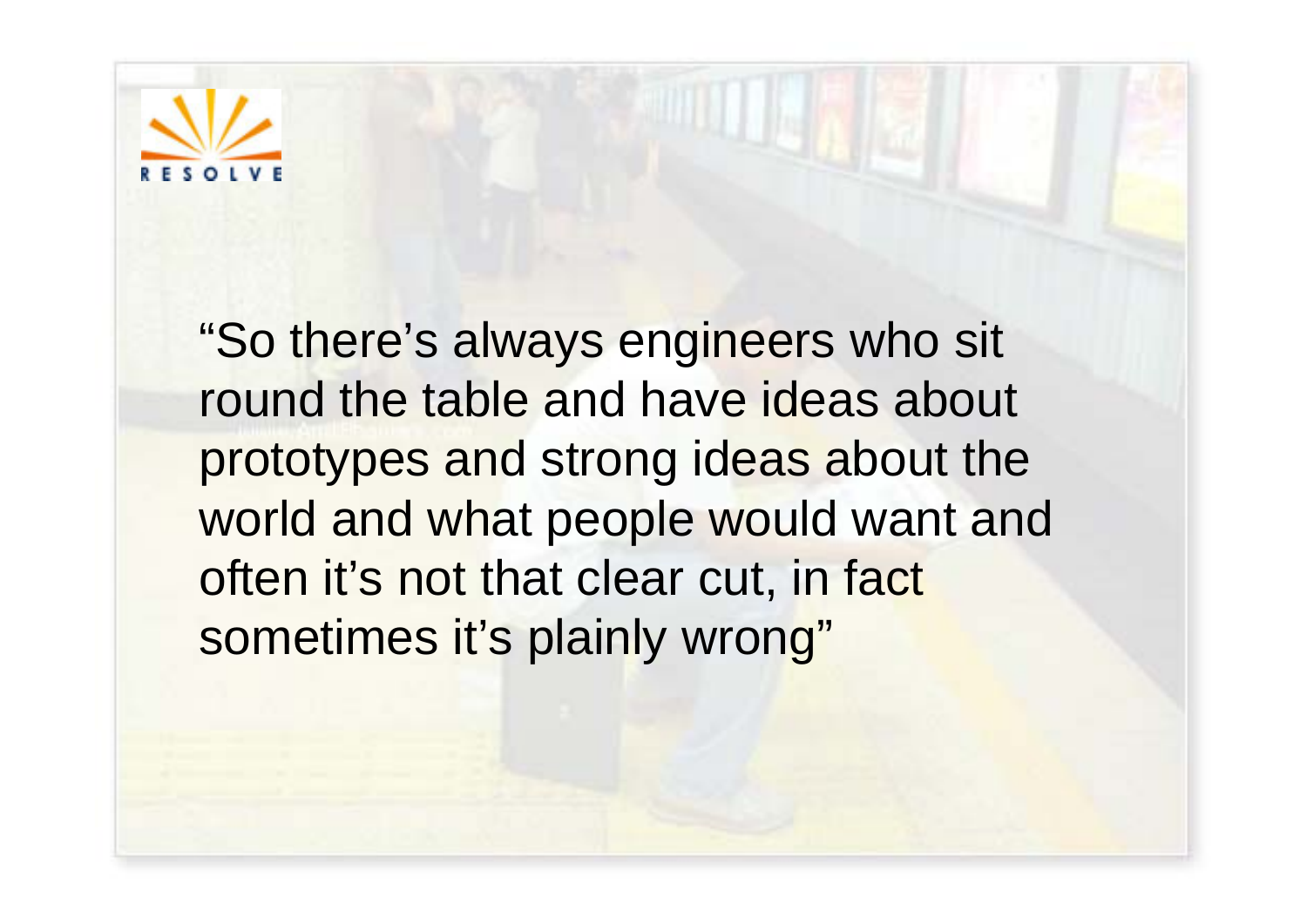"So there's always engineers who sit round the table and have ideas about prototypes and strong ideas about the world and what people would want and often it's not that clear cut, in fact sometimes it's plainly wrong"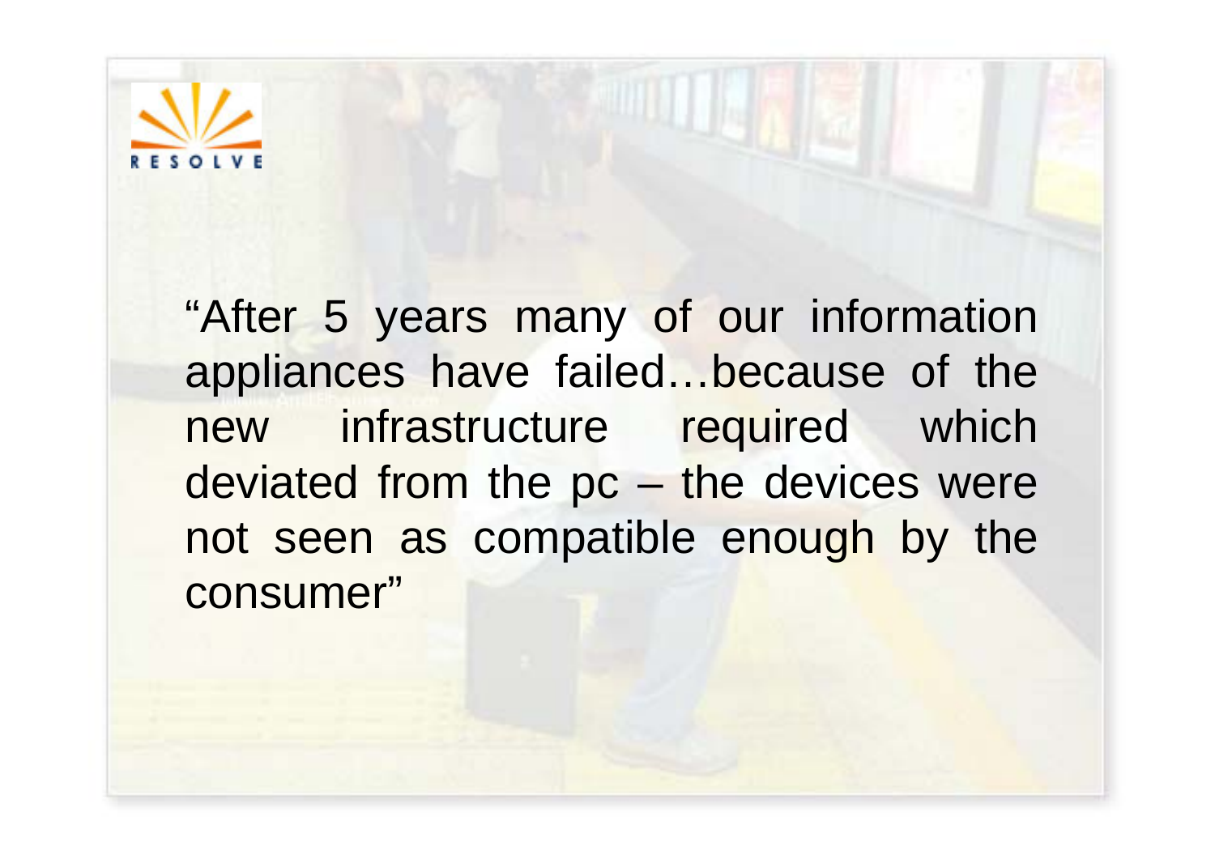"After 5 years many of our information appliances have failed…because of the new infrastructure required which deviated from the pc – the devices were not seen as compatible enough by the consumer"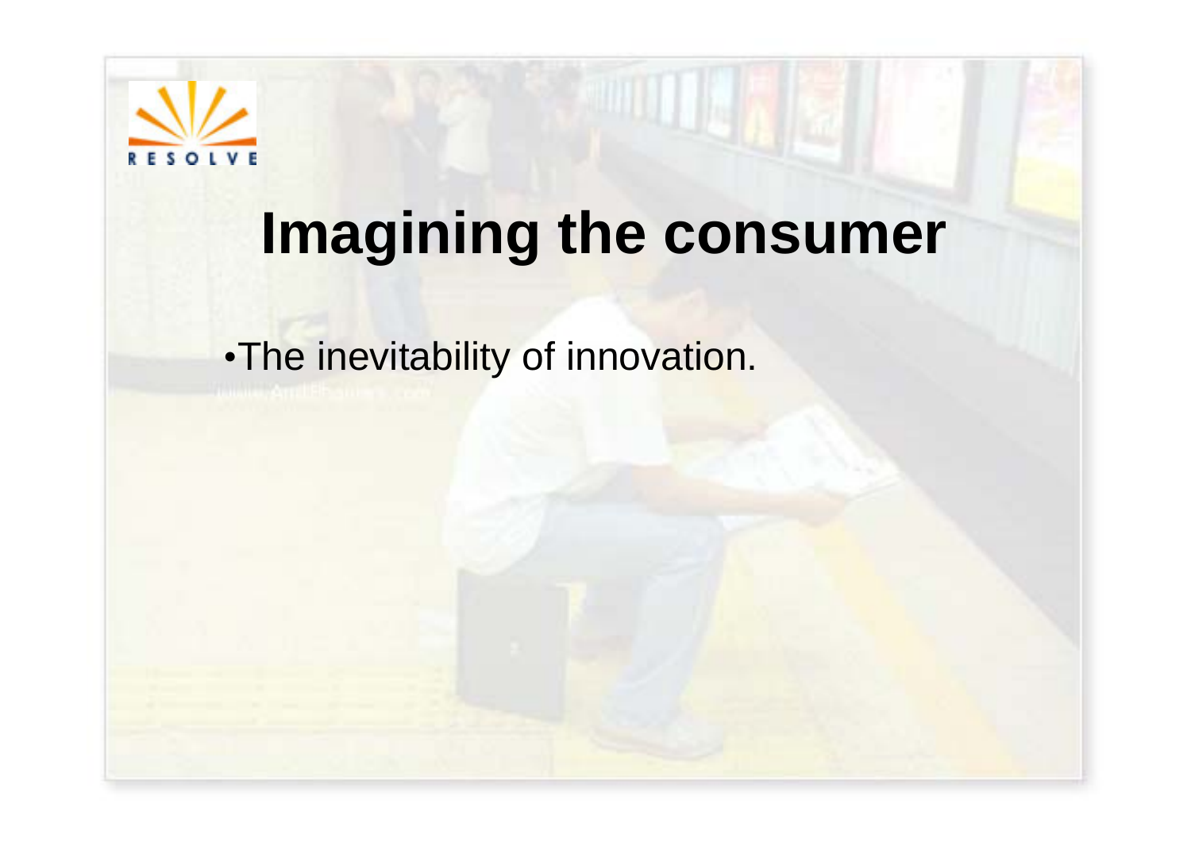# Imagining the consumer

- The inevitability of innovation.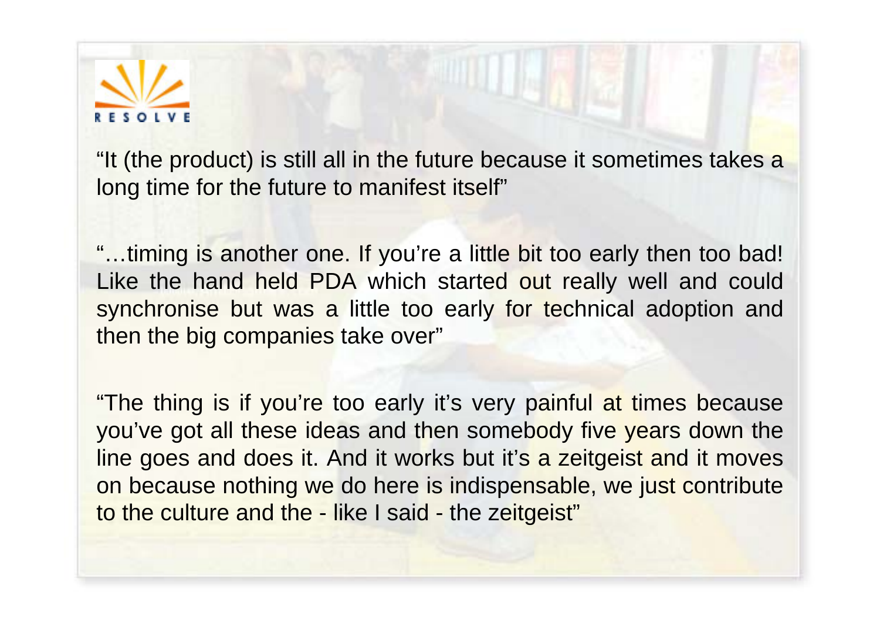RESOLVE

"It (the product) is still all in the future because it sometimes takes a long time for the future to manifest itself"

"…timing is another one. If you're a little bit too early then too bad! Like the hand held PDA which started out really well and could synchronise but was a little too early for technical adoption and then the big companies take over"

"The thing is if you're too early it's very painful at times because you've got all these ideas and then somebody five years down the line goes and does it. And it works but it's a zeitgeist and it moves on because nothing we do here is indispensable, we just contribute to the culture and the - like I said - the zeitgeist"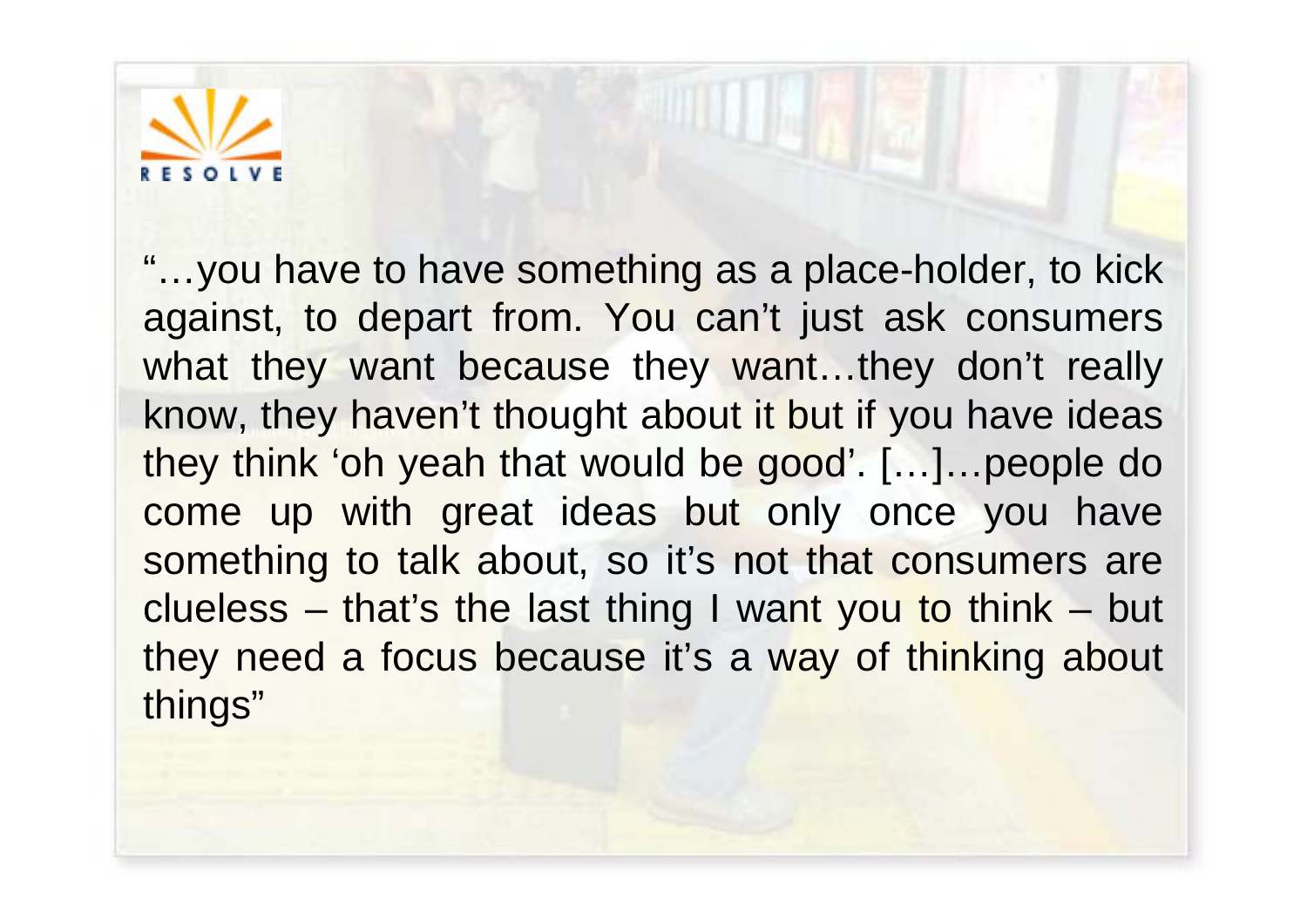RESOLVE

"…you have to have something as a place-holder, to kick against, to depart from. You can't just ask consumers what they want because they want…they don't really know, they haven't thought about it but if you have ideas they think 'oh yeah that would be good'. […]…people do come up with great ideas but only once you have something to talk about, so it's not that consumers are clueless – that's the last thing I want you to think – but they need a focus because it's a way of thinking about things"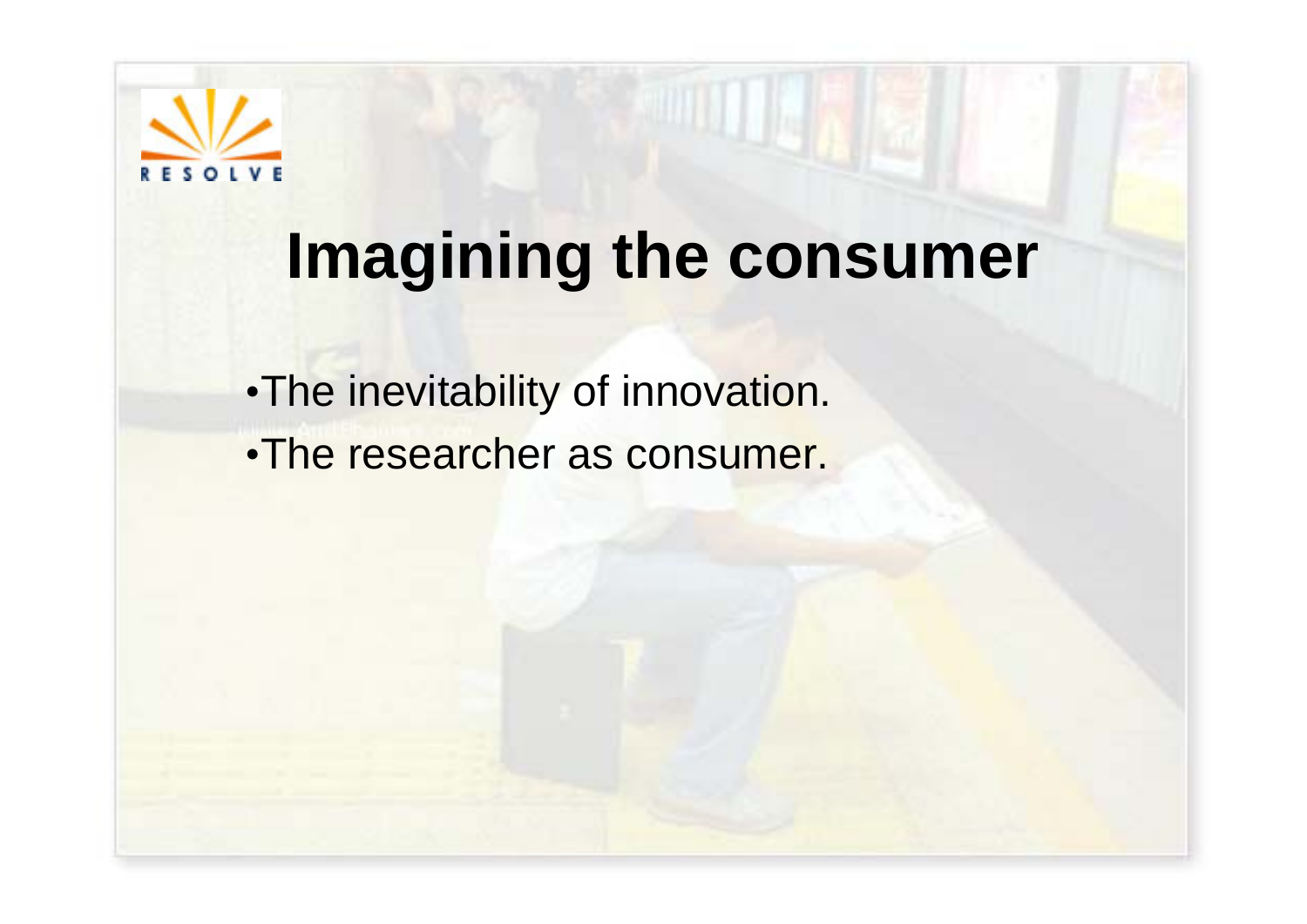# Imagining the consumer

- The inevitability of innovation.
- The researcher as consumer.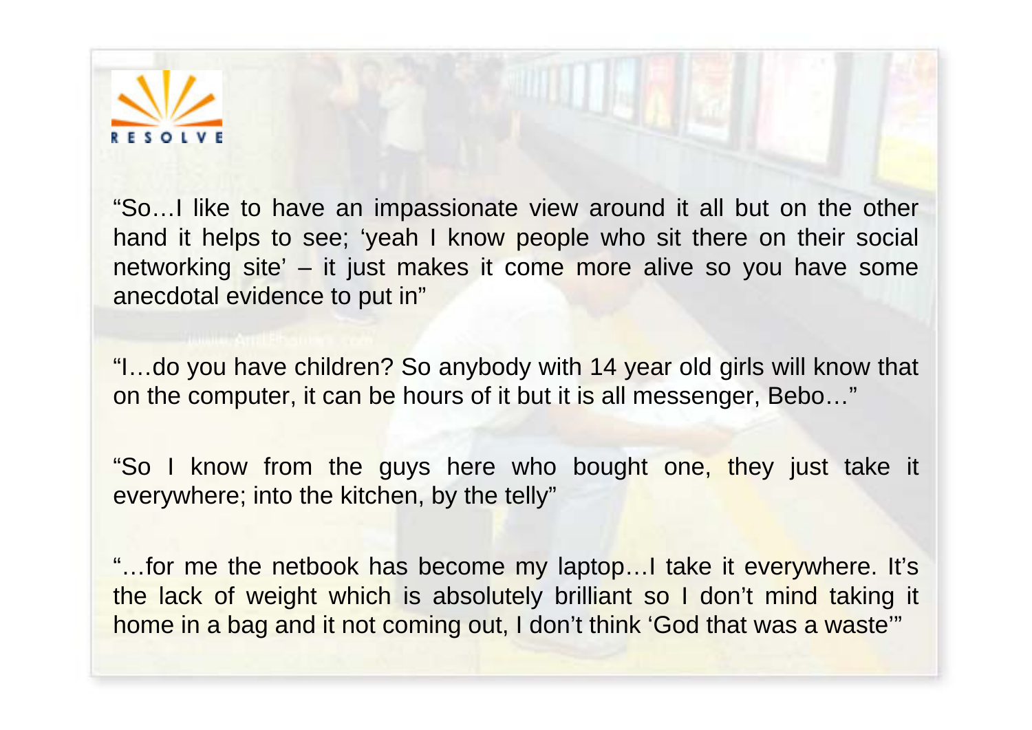RESOLVE

"So…I like to have an impassionate view around it all but on the other hand it helps to see; 'yeah I know people who sit there on their social networking site' – it just makes it come more alive so you have some anecdotal evidence to put in"

"I…do you have children? So anybody with 14 year old girls will know that on the computer, it can be hours of it but it is all messenger, Bebo…"

"So I know from the guys here who bought one, they just take it everywhere; into the kitchen, by the telly"

"…for me the netbook has become my laptop…I take it everywhere. It's the lack of weight which is absolutely brilliant so I don't mind taking it home in a bag and it not coming out, I don't think 'God that was a waste'"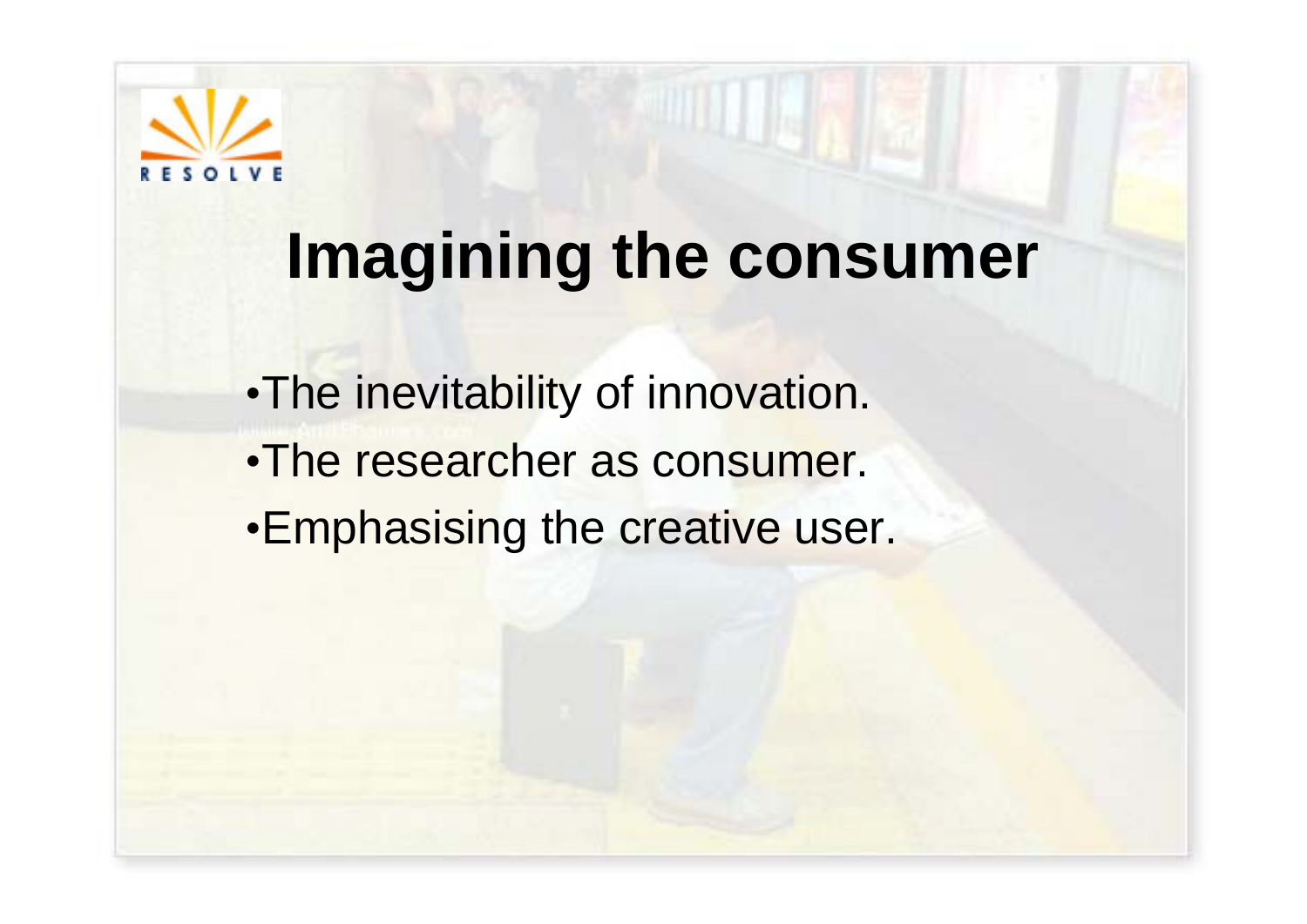# Imagining the consumer

- The inevitability of innovation.
- The researcher as consumer.
- Emphasising the creative user.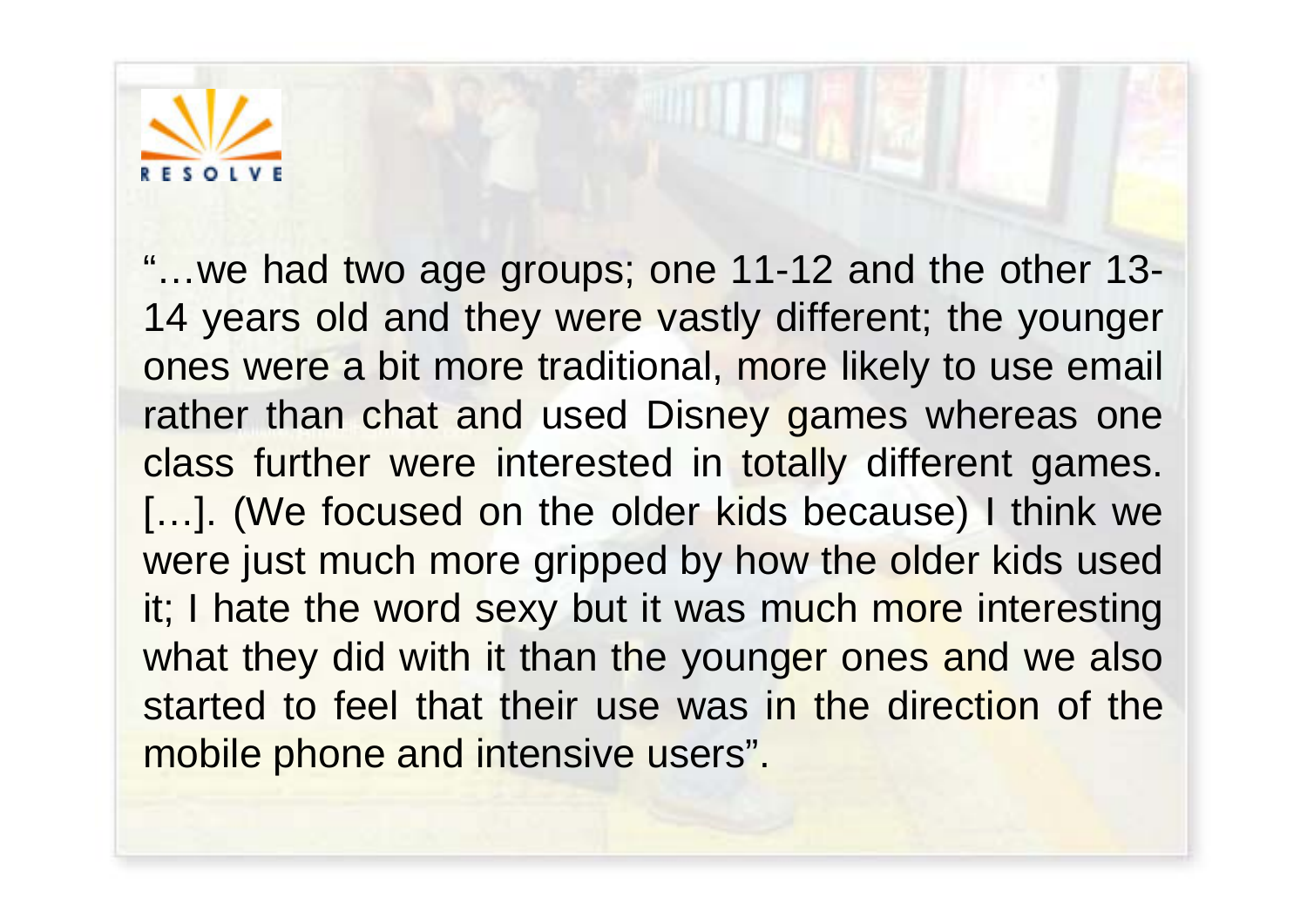"…we had two age groups; one 11-12 and the other 13-14 years old and they were vastly different; the younger ones were a bit more traditional, more likely to use email rather than chat and used Disney games whereas one class further were interested in totally different games. […]. (We focused on the older kids because) I think we were just much more gripped by how the older kids used it; I hate the word sexy but it was much more interesting what they did with it than the younger ones and we also started to feel that their use was in the direction of the mobile phone and intensive users".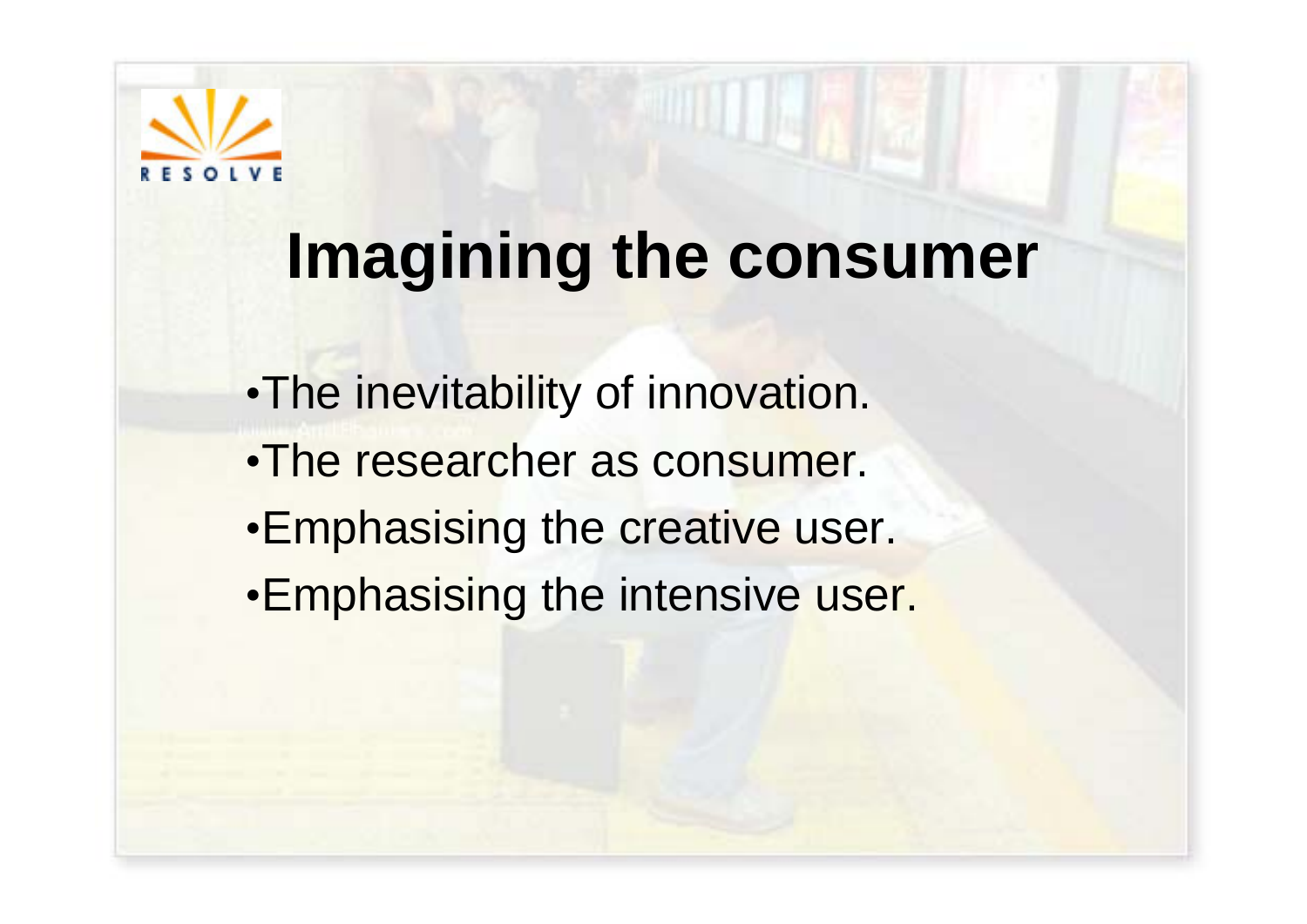# Imagining the consumer

- The inevitability of innovation.
- The researcher as consumer.
- Emphasising the creative user.
- Emphasising the intensive user.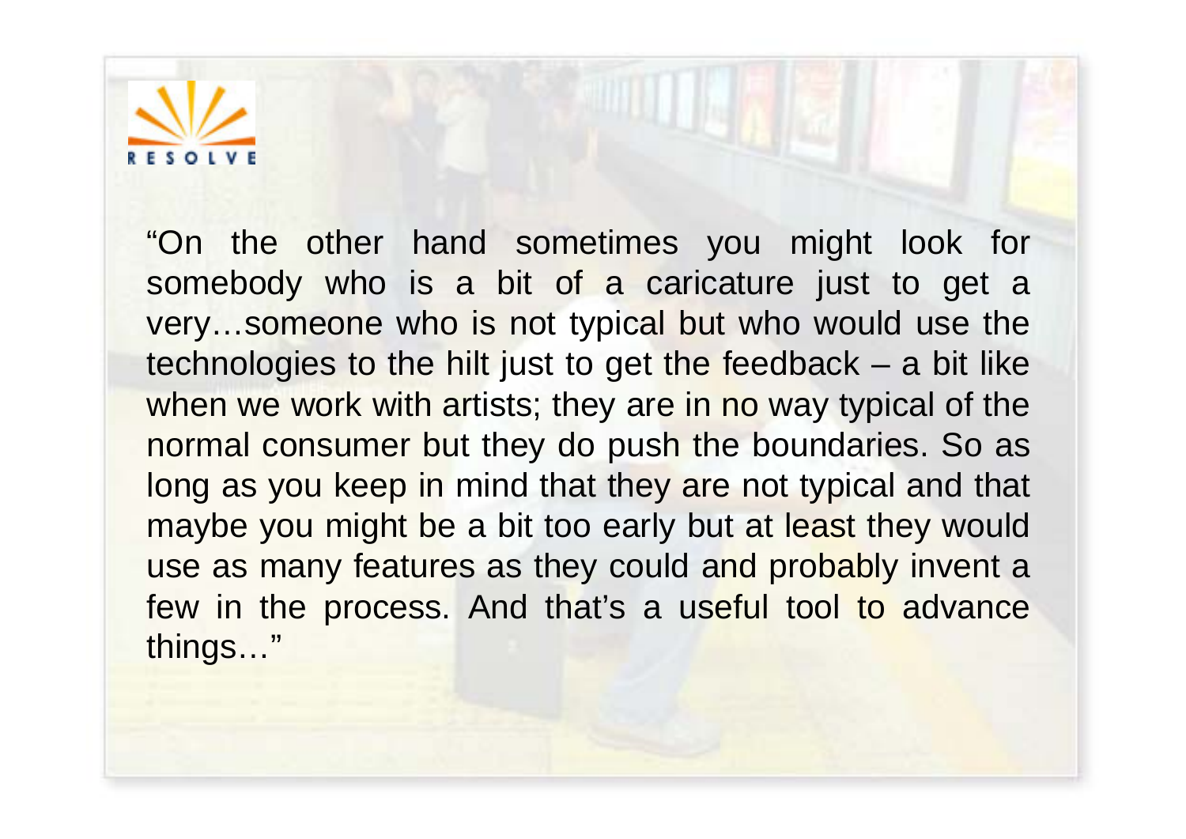RESOLVE

"On the other hand sometimes you might look for somebody who is a bit of a caricature just to get a very…someone who is not typical but who would use the technologies to the hilt just to get the feedback – a bit like when we work with artists; they are in no way typical of the normal consumer but they do push the boundaries. So as long as you keep in mind that they are not typical and that maybe you might be a bit too early but at least they would use as many features as they could and probably invent a few in the process. And that's a useful tool to advance things…"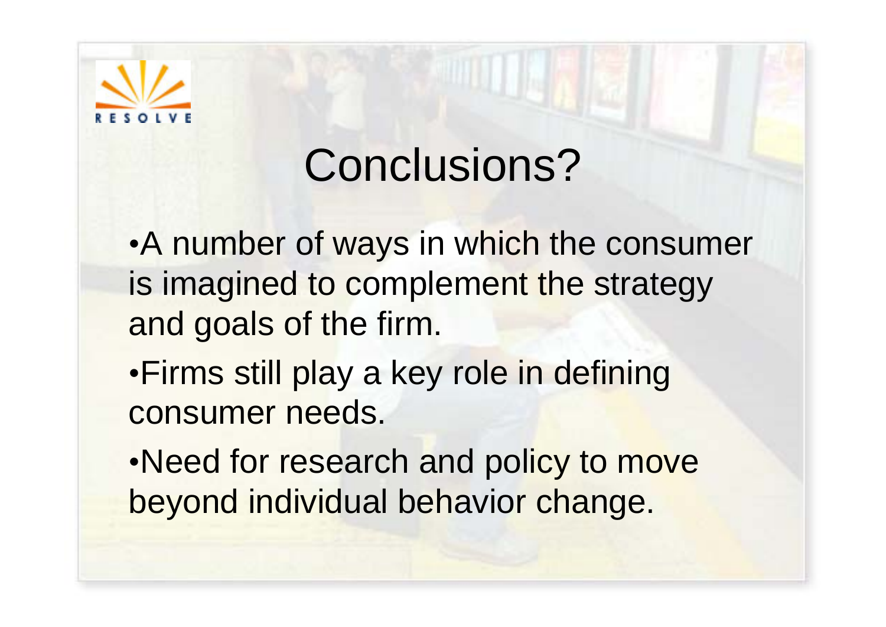RESOLVE

# Conclusions?

- A number of ways in which the consumer is imagined to complement the strategy and goals of the firm.
- Firms still play a key role in defining consumer needs.
- Need for research and policy to move beyond individual behavior change.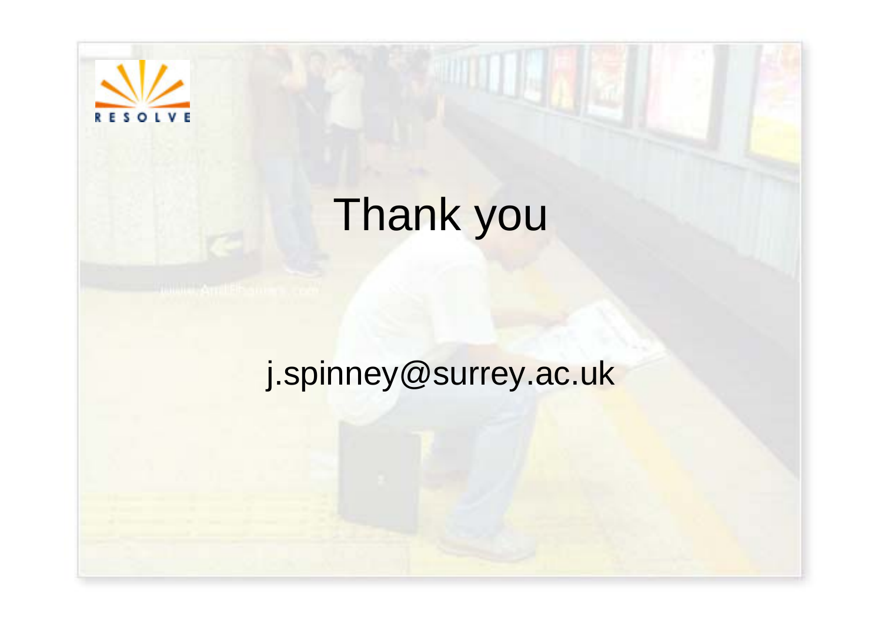RESOLVE

# Thank you

j.spinney@surrey.ac.uk